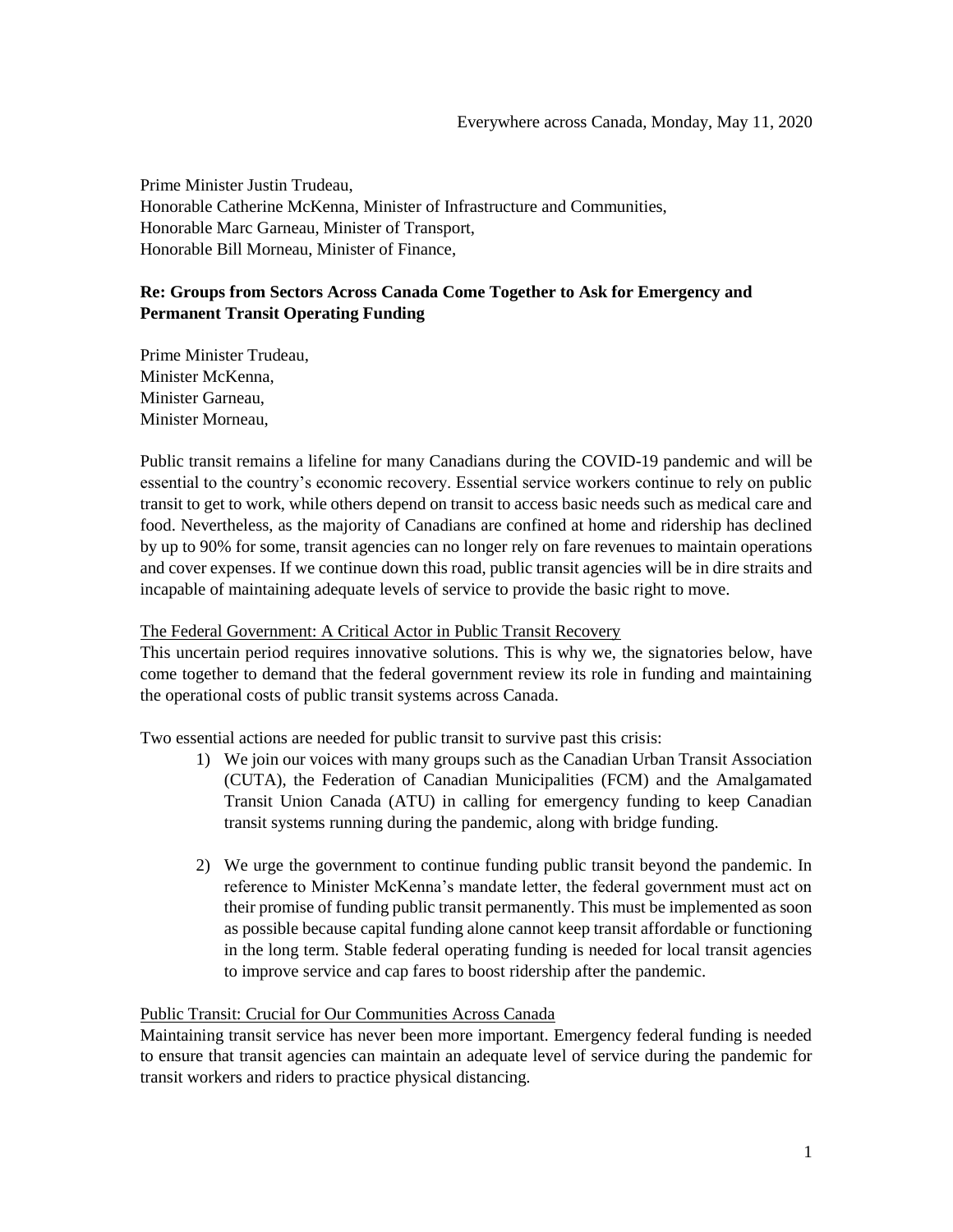Everywhere across Canada, Monday, May 11, 2020

Prime Minister Justin Trudeau,
Honorable Catherine McKenna, Minister of Infrastructure and Communities,
Honorable Marc Garneau, Minister of Transport,
Honorable Bill Morneau, Minister of Finance,

**Re: Groups from Sectors Across Canada Come Together to Ask for Emergency and Permanent Transit Operating Funding**

Prime Minister Trudeau,
Minister McKenna,
Minister Garneau,
Minister Morneau,

Public transit remains a lifeline for many Canadians during the COVID-19 pandemic and will be essential to the country's economic recovery. Essential service workers continue to rely on public transit to get to work, while others depend on transit to access basic needs such as medical care and food. Nevertheless, as the majority of Canadians are confined at home and ridership has declined by up to 90% for some, transit agencies can no longer rely on fare revenues to maintain operations and cover expenses. If we continue down this road, public transit agencies will be in dire straits and incapable of maintaining adequate levels of service to provide the basic right to move.

## The Federal Government: A Critical Actor in Public Transit Recovery

This uncertain period requires innovative solutions. This is why we, the signatories below, have come together to demand that the federal government review its role in funding and maintaining the operational costs of public transit systems across Canada.

Two essential actions are needed for public transit to survive past this crisis:

1) We join our voices with many groups such as the Canadian Urban Transit Association (CUTA), the Federation of Canadian Municipalities (FCM) and the Amalgamated Transit Union Canada (ATU) in calling for emergency funding to keep Canadian transit systems running during the pandemic, along with bridge funding.

2) We urge the government to continue funding public transit beyond the pandemic. In reference to Minister McKenna's mandate letter, the federal government must act on their promise of funding public transit permanently. This must be implemented as soon as possible because capital funding alone cannot keep transit affordable or functioning in the long term. Stable federal operating funding is needed for local transit agencies to improve service and cap fares to boost ridership after the pandemic.

## Public Transit: Crucial for Our Communities Across Canada

Maintaining transit service has never been more important. Emergency federal funding is needed to ensure that transit agencies can maintain an adequate level of service during the pandemic for transit workers and riders to practice physical distancing.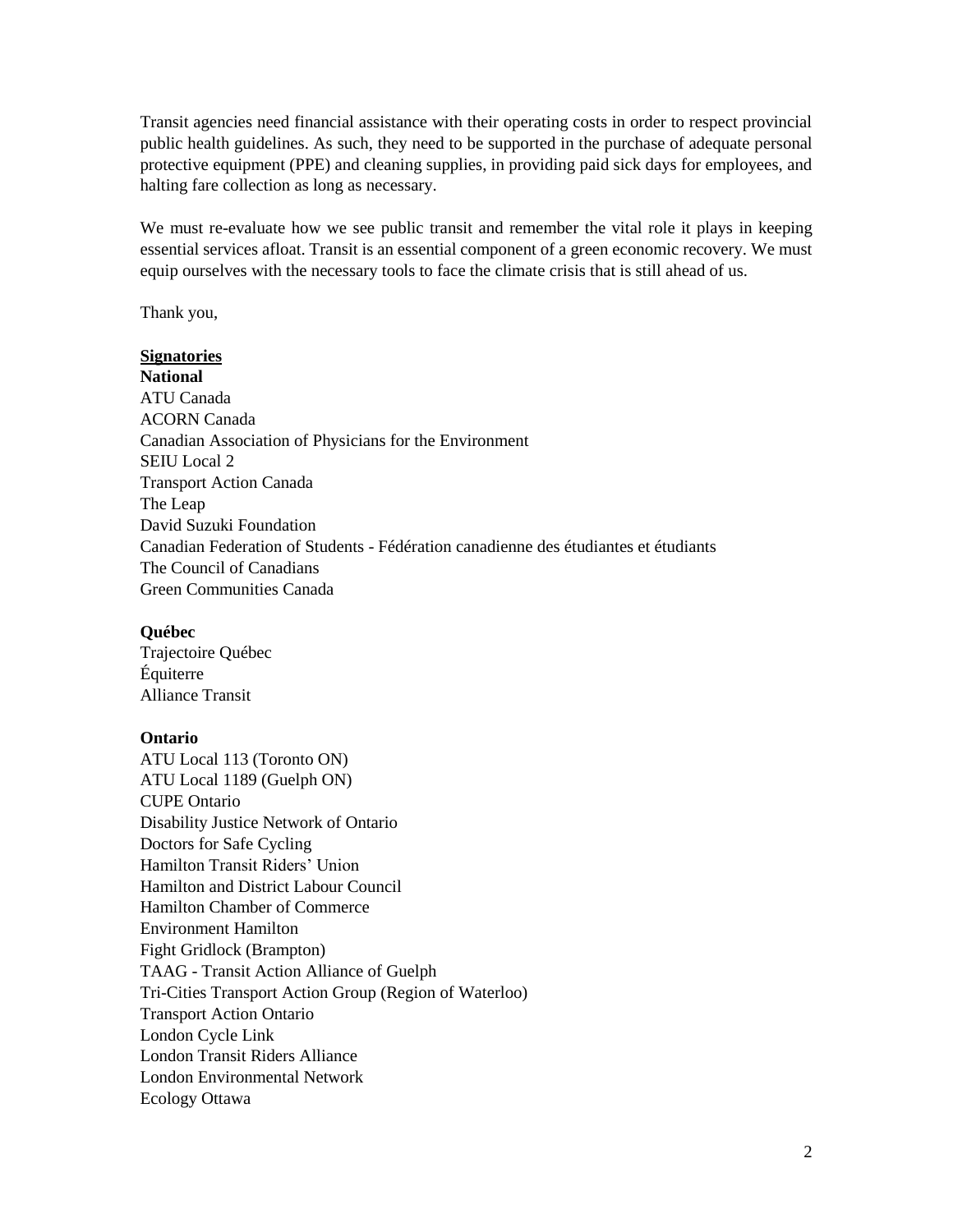Transit agencies need financial assistance with their operating costs in order to respect provincial public health guidelines. As such, they need to be supported in the purchase of adequate personal protective equipment (PPE) and cleaning supplies, in providing paid sick days for employees, and halting fare collection as long as necessary.

We must re-evaluate how we see public transit and remember the vital role it plays in keeping essential services afloat. Transit is an essential component of a green economic recovery. We must equip ourselves with the necessary tools to face the climate crisis that is still ahead of us.

Thank you,

**<u>Signatories</u>**

**National**

ATU Canada
ACORN Canada
Canadian Association of Physicians for the Environment
SEIU Local 2
Transport Action Canada
The Leap
David Suzuki Foundation
Canadian Federation of Students - Fédération canadienne des étudiantes et étudiants
The Council of Canadians
Green Communities Canada

**Québec**

Trajectoire Québec
Équiterre
Alliance Transit

**Ontario**

ATU Local 113 (Toronto ON)
ATU Local 1189 (Guelph ON)
CUPE Ontario
Disability Justice Network of Ontario
Doctors for Safe Cycling
Hamilton Transit Riders' Union
Hamilton and District Labour Council
Hamilton Chamber of Commerce
Environment Hamilton
Fight Gridlock (Brampton)
TAAG - Transit Action Alliance of Guelph
Tri-Cities Transport Action Group (Region of Waterloo)
Transport Action Ontario
London Cycle Link
London Transit Riders Alliance
London Environmental Network
Ecology Ottawa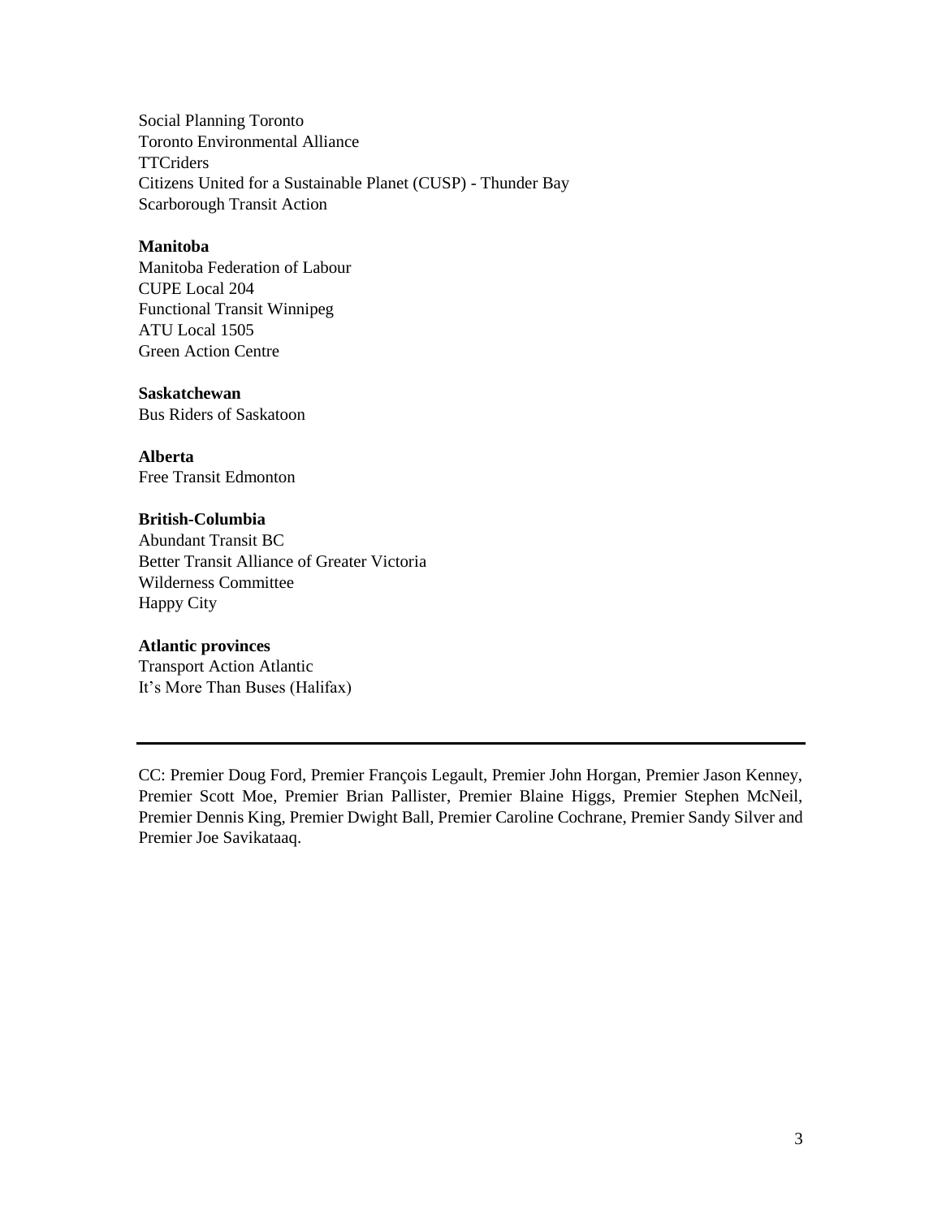Social Planning Toronto
Toronto Environmental Alliance
TTCriders
Citizens United for a Sustainable Planet (CUSP) - Thunder Bay
Scarborough Transit Action

**Manitoba**
Manitoba Federation of Labour
CUPE Local 204
Functional Transit Winnipeg
ATU Local 1505
Green Action Centre

**Saskatchewan**
Bus Riders of Saskatoon

**Alberta**
Free Transit Edmonton

**British-Columbia**
Abundant Transit BC
Better Transit Alliance of Greater Victoria
Wilderness Committee
Happy City

**Atlantic provinces**
Transport Action Atlantic
It's More Than Buses (Halifax)

---

CC: Premier Doug Ford, Premier François Legault, Premier John Horgan, Premier Jason Kenney, Premier Scott Moe, Premier Brian Pallister, Premier Blaine Higgs, Premier Stephen McNeil, Premier Dennis King, Premier Dwight Ball, Premier Caroline Cochrane, Premier Sandy Silver and Premier Joe Savikataaq.